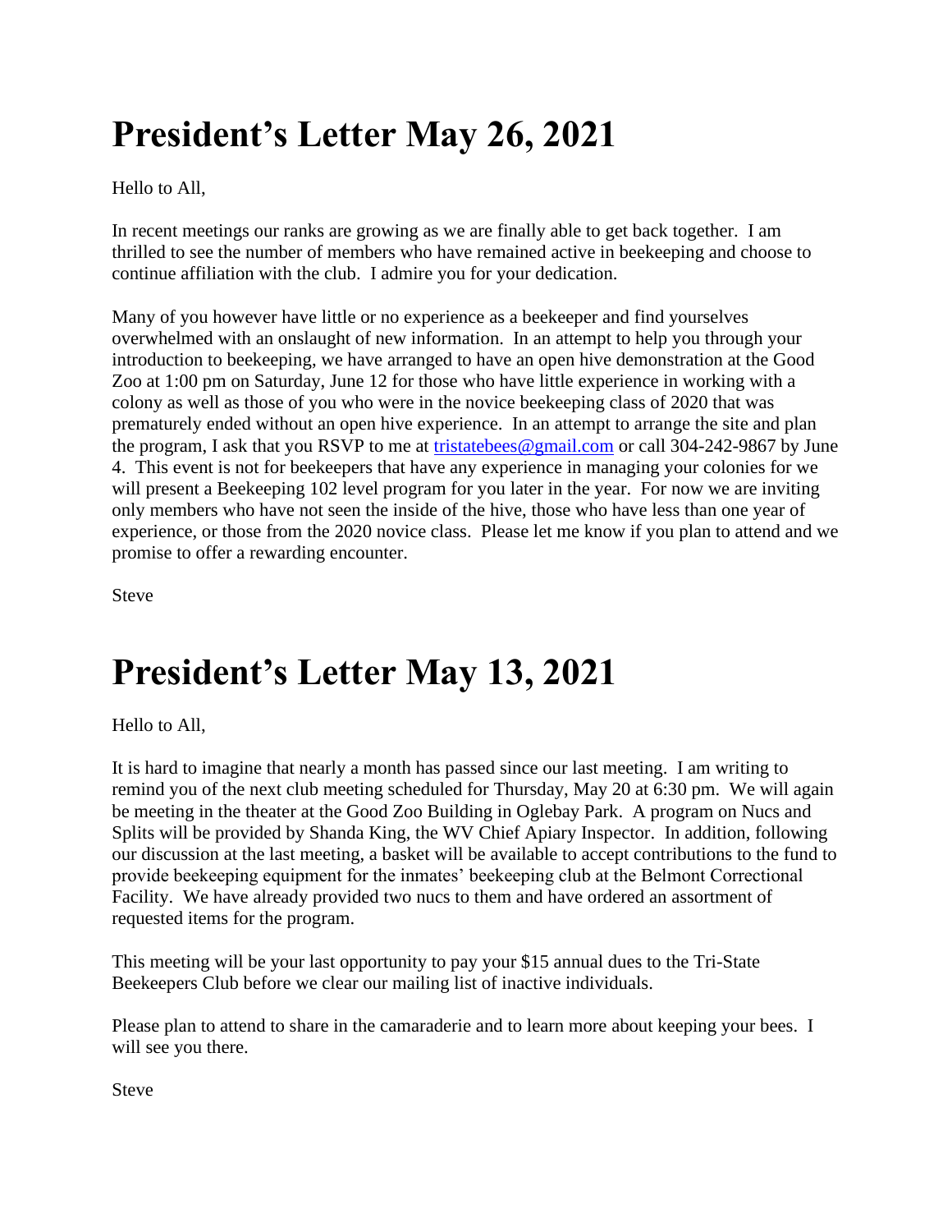# President's Letter May 26, 2021

Hello to All,

In recent meetings our ranks are growing as we are finally able to get back together. I am thrilled to see the number of members who have remained active in beekeeping and choose to continue affiliation with the club. I admire you for your dedication.

Many of you however have little or no experience as a beekeeper and find yourselves overwhelmed with an onslaught of new information. In an attempt to help you through your introduction to beekeeping, we have arranged to have an open hive demonstration at the Good Zoo at 1:00 pm on Saturday, June 12 for those who have little experience in working with a colony as well as those of you who were in the novice beekeeping class of 2020 that was prematurely ended without an open hive experience. In an attempt to arrange the site and plan the program, I ask that you RSVP to me at tristatebees@gmail.com or call 304-242-9867 by June 4. This event is not for beekeepers that have any experience in managing your colonies for we will present a Beekeeping 102 level program for you later in the year. For now we are inviting only members who have not seen the inside of the hive, those who have less than one year of experience, or those from the 2020 novice class. Please let me know if you plan to attend and we promise to offer a rewarding encounter.

Steve

# President's Letter May 13, 2021

Hello to All,

It is hard to imagine that nearly a month has passed since our last meeting. I am writing to remind you of the next club meeting scheduled for Thursday, May 20 at 6:30 pm. We will again be meeting in the theater at the Good Zoo Building in Oglebay Park. A program on Nucs and Splits will be provided by Shanda King, the WV Chief Apiary Inspector. In addition, following our discussion at the last meeting, a basket will be available to accept contributions to the fund to provide beekeeping equipment for the inmates' beekeeping club at the Belmont Correctional Facility. We have already provided two nucs to them and have ordered an assortment of requested items for the program.

This meeting will be your last opportunity to pay your $15 annual dues to the Tri-State Beekeepers Club before we clear our mailing list of inactive individuals.

Please plan to attend to share in the camaraderie and to learn more about keeping your bees. I will see you there.

Steve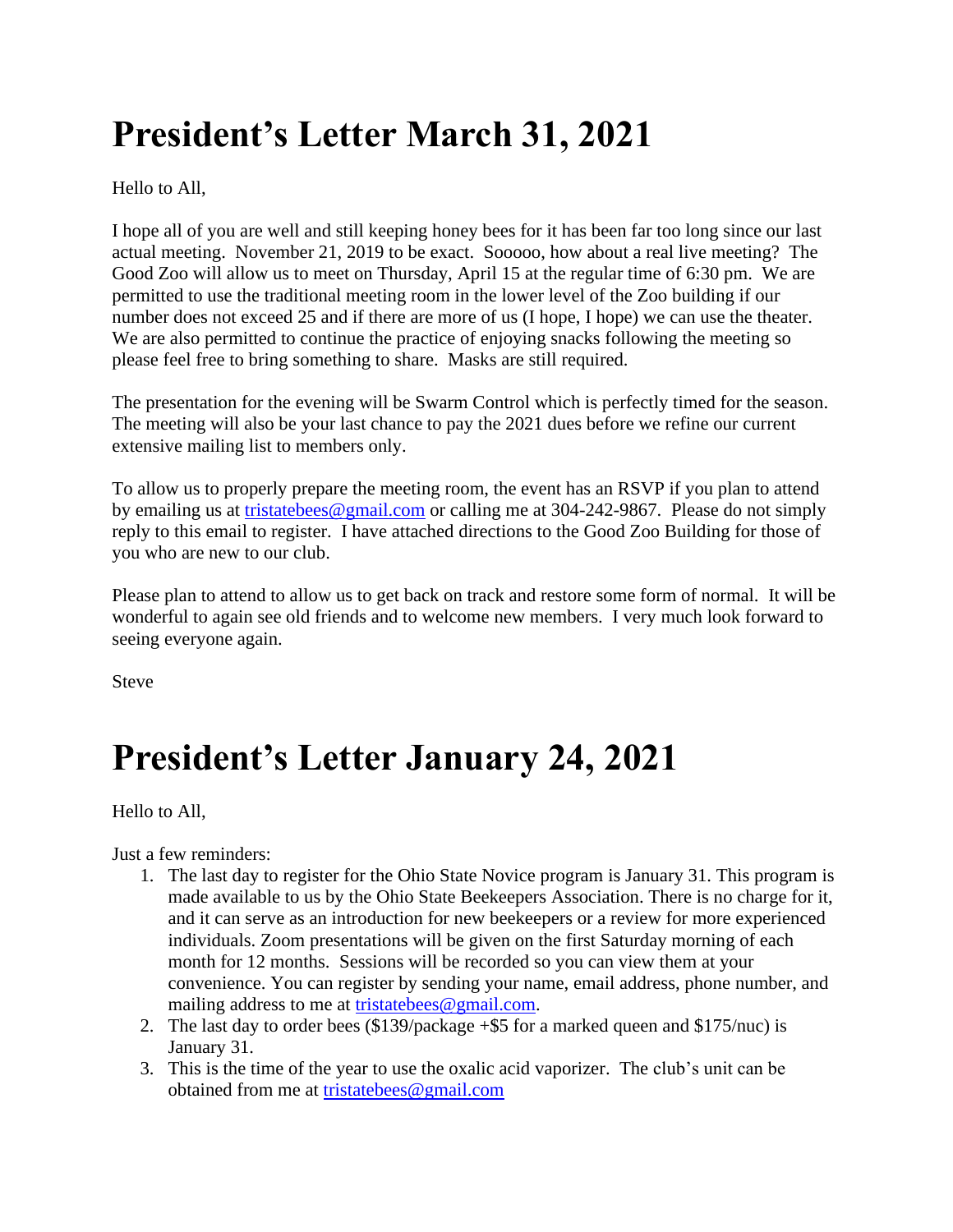# President's Letter March 31, 2021

Hello to All,

I hope all of you are well and still keeping honey bees for it has been far too long since our last actual meeting. November 21, 2019 to be exact. Sooooo, how about a real live meeting? The Good Zoo will allow us to meet on Thursday, April 15 at the regular time of 6:30 pm. We are permitted to use the traditional meeting room in the lower level of the Zoo building if our number does not exceed 25 and if there are more of us (I hope, I hope) we can use the theater. We are also permitted to continue the practice of enjoying snacks following the meeting so please feel free to bring something to share. Masks are still required.

The presentation for the evening will be Swarm Control which is perfectly timed for the season. The meeting will also be your last chance to pay the 2021 dues before we refine our current extensive mailing list to members only.

To allow us to properly prepare the meeting room, the event has an RSVP if you plan to attend by emailing us at [tristatebees@gmail.com](mailto:tristatebees@gmail.com) or calling me at 304-242-9867. Please do not simply reply to this email to register. I have attached directions to the Good Zoo Building for those of you who are new to our club.

Please plan to attend to allow us to get back on track and restore some form of normal. It will be wonderful to again see old friends and to welcome new members. I very much look forward to seeing everyone again.

Steve

# President's Letter January 24, 2021

Hello to All,

Just a few reminders:

1. The last day to register for the Ohio State Novice program is January 31. This program is made available to us by the Ohio State Beekeepers Association. There is no charge for it, and it can serve as an introduction for new beekeepers or a review for more experienced individuals. Zoom presentations will be given on the first Saturday morning of each month for 12 months. Sessions will be recorded so you can view them at your convenience. You can register by sending your name, email address, phone number, and mailing address to me at [tristatebees@gmail.com](mailto:tristatebees@gmail.com).
2. The last day to order bees ($139/package +$5 for a marked queen and $175/nuc) is January 31.
3. This is the time of the year to use the oxalic acid vaporizer. The club's unit can be obtained from me at [tristatebees@gmail.com](mailto:tristatebees@gmail.com)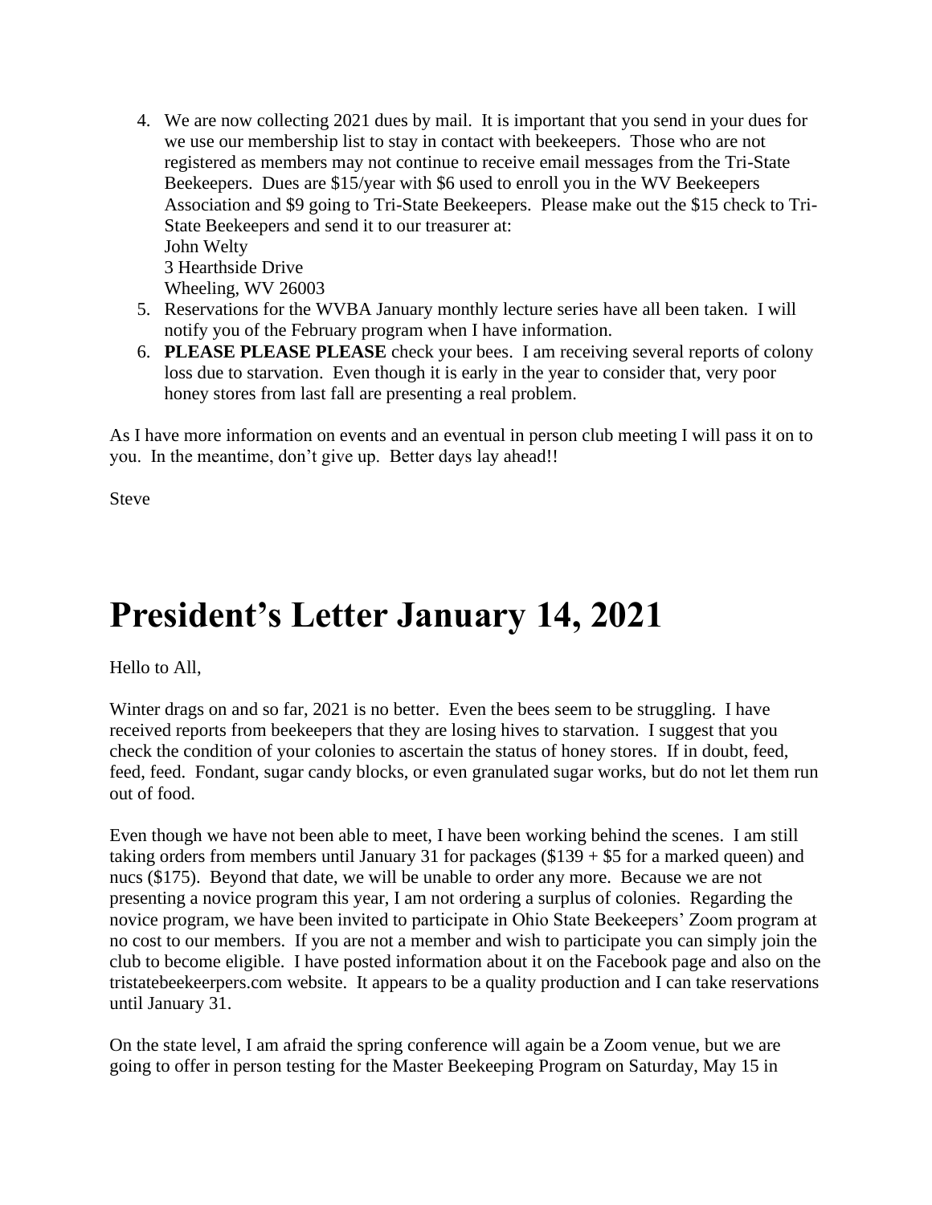4. We are now collecting 2021 dues by mail. It is important that you send in your dues for we use our membership list to stay in contact with beekeepers. Those who are not registered as members may not continue to receive email messages from the Tri-State Beekeepers. Dues are $15/year with $6 used to enroll you in the WV Beekeepers Association and $9 going to Tri-State Beekeepers. Please make out the $15 check to Tri-State Beekeepers and send it to our treasurer at:
   John Welty
   3 Hearthside Drive
   Wheeling, WV 26003
5. Reservations for the WVBA January monthly lecture series have all been taken. I will notify you of the February program when I have information.
6. **PLEASE PLEASE PLEASE** check your bees. I am receiving several reports of colony loss due to starvation. Even though it is early in the year to consider that, very poor honey stores from last fall are presenting a real problem.

As I have more information on events and an eventual in person club meeting I will pass it on to you. In the meantime, don't give up. Better days lay ahead!!

Steve

# President's Letter January 14, 2021

Hello to All,

Winter drags on and so far, 2021 is no better. Even the bees seem to be struggling. I have received reports from beekeepers that they are losing hives to starvation. I suggest that you check the condition of your colonies to ascertain the status of honey stores. If in doubt, feed, feed, feed. Fondant, sugar candy blocks, or even granulated sugar works, but do not let them run out of food.

Even though we have not been able to meet, I have been working behind the scenes. I am still taking orders from members until January 31 for packages ($139 + $5 for a marked queen) and nucs ($175). Beyond that date, we will be unable to order any more. Because we are not presenting a novice program this year, I am not ordering a surplus of colonies. Regarding the novice program, we have been invited to participate in Ohio State Beekeepers' Zoom program at no cost to our members. If you are not a member and wish to participate you can simply join the club to become eligible. I have posted information about it on the Facebook page and also on the tristatebeekeerpers.com website. It appears to be a quality production and I can take reservations until January 31.

On the state level, I am afraid the spring conference will again be a Zoom venue, but we are going to offer in person testing for the Master Beekeeping Program on Saturday, May 15 in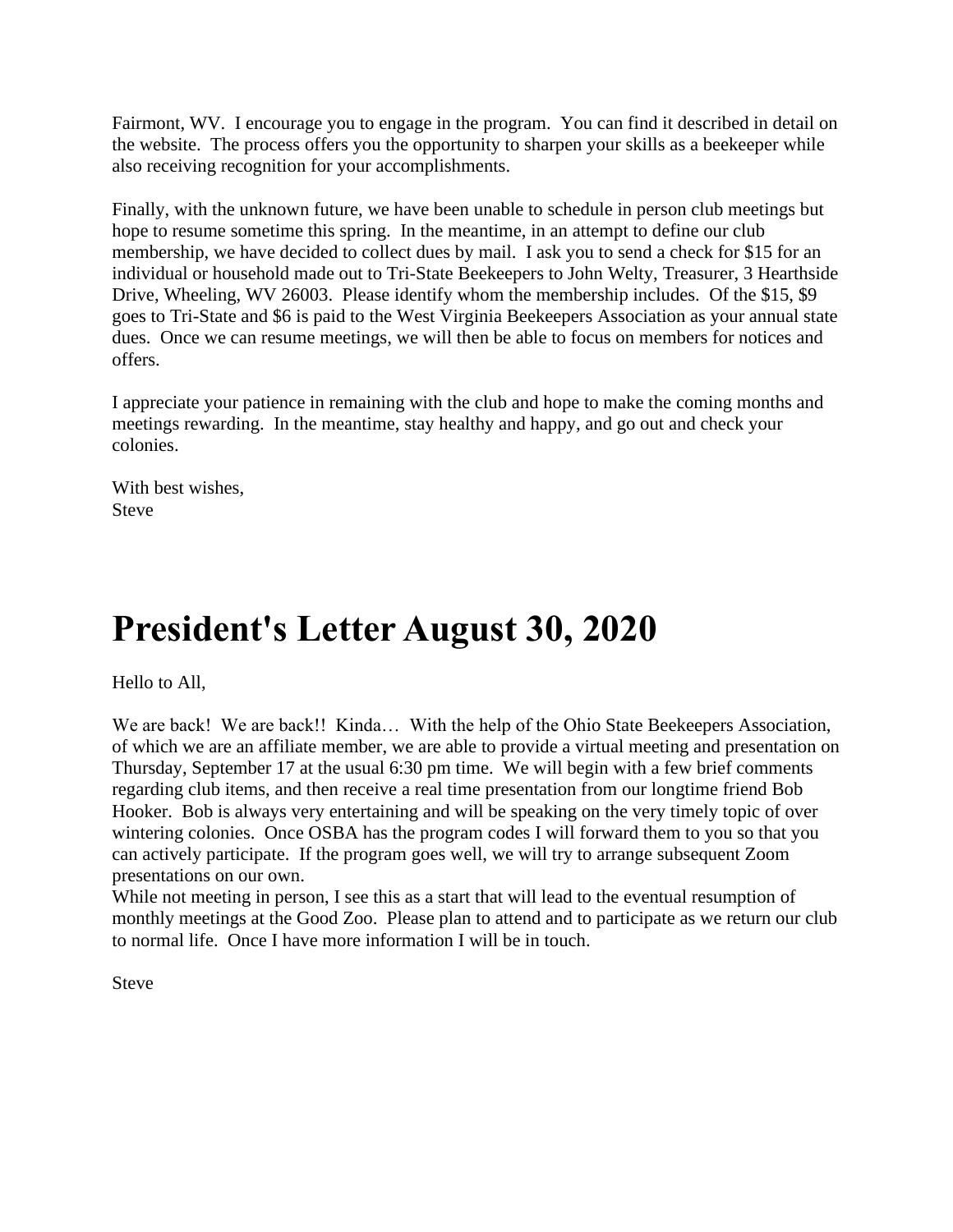Fairmont, WV. I encourage you to engage in the program. You can find it described in detail on the website. The process offers you the opportunity to sharpen your skills as a beekeeper while also receiving recognition for your accomplishments.

Finally, with the unknown future, we have been unable to schedule in person club meetings but hope to resume sometime this spring. In the meantime, in an attempt to define our club membership, we have decided to collect dues by mail. I ask you to send a check for $15 for an individual or household made out to Tri-State Beekeepers to John Welty, Treasurer, 3 Hearthside Drive, Wheeling, WV 26003. Please identify whom the membership includes. Of the $15, $9 goes to Tri-State and $6 is paid to the West Virginia Beekeepers Association as your annual state dues. Once we can resume meetings, we will then be able to focus on members for notices and offers.

I appreciate your patience in remaining with the club and hope to make the coming months and meetings rewarding. In the meantime, stay healthy and happy, and go out and check your colonies.

With best wishes,
Steve

# President's Letter August 30, 2020

Hello to All,

We are back! We are back!! Kinda… With the help of the Ohio State Beekeepers Association, of which we are an affiliate member, we are able to provide a virtual meeting and presentation on Thursday, September 17 at the usual 6:30 pm time. We will begin with a few brief comments regarding club items, and then receive a real time presentation from our longtime friend Bob Hooker. Bob is always very entertaining and will be speaking on the very timely topic of over wintering colonies. Once OSBA has the program codes I will forward them to you so that you can actively participate. If the program goes well, we will try to arrange subsequent Zoom presentations on our own.
While not meeting in person, I see this as a start that will lead to the eventual resumption of monthly meetings at the Good Zoo. Please plan to attend and to participate as we return our club to normal life. Once I have more information I will be in touch.

Steve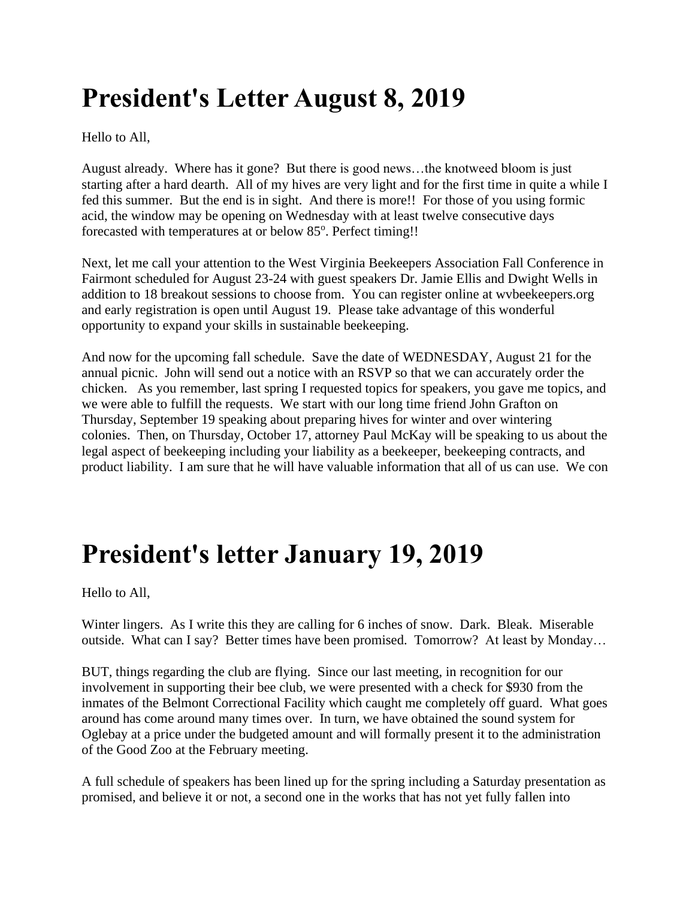# President's Letter August 8, 2019

Hello to All,

August already. Where has it gone? But there is good news…the knotweed bloom is just starting after a hard dearth. All of my hives are very light and for the first time in quite a while I fed this summer. But the end is in sight. And there is more!! For those of you using formic acid, the window may be opening on Wednesday with at least twelve consecutive days forecasted with temperatures at or below 85$^{o}$. Perfect timing!!

Next, let me call your attention to the West Virginia Beekeepers Association Fall Conference in Fairmont scheduled for August 23-24 with guest speakers Dr. Jamie Ellis and Dwight Wells in addition to 18 breakout sessions to choose from. You can register online at wvbeekeepers.org and early registration is open until August 19. Please take advantage of this wonderful opportunity to expand your skills in sustainable beekeeping.

And now for the upcoming fall schedule. Save the date of WEDNESDAY, August 21 for the annual picnic. John will send out a notice with an RSVP so that we can accurately order the chicken. As you remember, last spring I requested topics for speakers, you gave me topics, and we were able to fulfill the requests. We start with our long time friend John Grafton on Thursday, September 19 speaking about preparing hives for winter and over wintering colonies. Then, on Thursday, October 17, attorney Paul McKay will be speaking to us about the legal aspect of beekeeping including your liability as a beekeeper, beekeeping contracts, and product liability. I am sure that he will have valuable information that all of us can use. We con

# President's letter January 19, 2019

Hello to All,

Winter lingers. As I write this they are calling for 6 inches of snow. Dark. Bleak. Miserable outside. What can I say? Better times have been promised. Tomorrow? At least by Monday…

BUT, things regarding the club are flying. Since our last meeting, in recognition for our involvement in supporting their bee club, we were presented with a check for $930 from the inmates of the Belmont Correctional Facility which caught me completely off guard. What goes around has come around many times over. In turn, we have obtained the sound system for Oglebay at a price under the budgeted amount and will formally present it to the administration of the Good Zoo at the February meeting.

A full schedule of speakers has been lined up for the spring including a Saturday presentation as promised, and believe it or not, a second one in the works that has not yet fully fallen into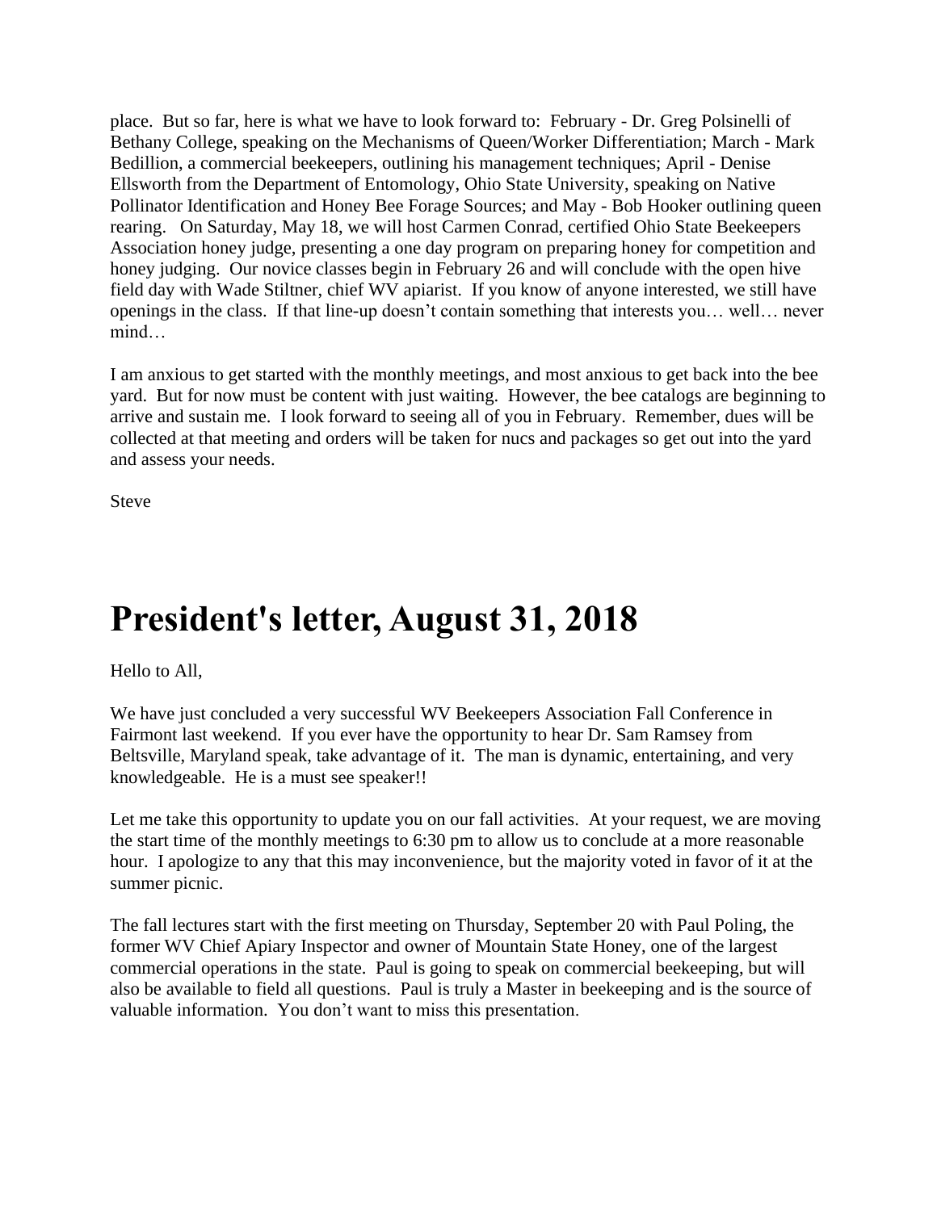place. But so far, here is what we have to look forward to: February - Dr. Greg Polsinelli of Bethany College, speaking on the Mechanisms of Queen/Worker Differentiation; March - Mark Bedillion, a commercial beekeepers, outlining his management techniques; April - Denise Ellsworth from the Department of Entomology, Ohio State University, speaking on Native Pollinator Identification and Honey Bee Forage Sources; and May - Bob Hooker outlining queen rearing. On Saturday, May 18, we will host Carmen Conrad, certified Ohio State Beekeepers Association honey judge, presenting a one day program on preparing honey for competition and honey judging. Our novice classes begin in February 26 and will conclude with the open hive field day with Wade Stiltner, chief WV apiarist. If you know of anyone interested, we still have openings in the class. If that line-up doesn't contain something that interests you… well… never mind…

I am anxious to get started with the monthly meetings, and most anxious to get back into the bee yard. But for now must be content with just waiting. However, the bee catalogs are beginning to arrive and sustain me. I look forward to seeing all of you in February. Remember, dues will be collected at that meeting and orders will be taken for nucs and packages so get out into the yard and assess your needs.

Steve

# President's letter, August 31, 2018

Hello to All,

We have just concluded a very successful WV Beekeepers Association Fall Conference in Fairmont last weekend. If you ever have the opportunity to hear Dr. Sam Ramsey from Beltsville, Maryland speak, take advantage of it. The man is dynamic, entertaining, and very knowledgeable. He is a must see speaker!!

Let me take this opportunity to update you on our fall activities. At your request, we are moving the start time of the monthly meetings to 6:30 pm to allow us to conclude at a more reasonable hour. I apologize to any that this may inconvenience, but the majority voted in favor of it at the summer picnic.

The fall lectures start with the first meeting on Thursday, September 20 with Paul Poling, the former WV Chief Apiary Inspector and owner of Mountain State Honey, one of the largest commercial operations in the state. Paul is going to speak on commercial beekeeping, but will also be available to field all questions. Paul is truly a Master in beekeeping and is the source of valuable information. You don't want to miss this presentation.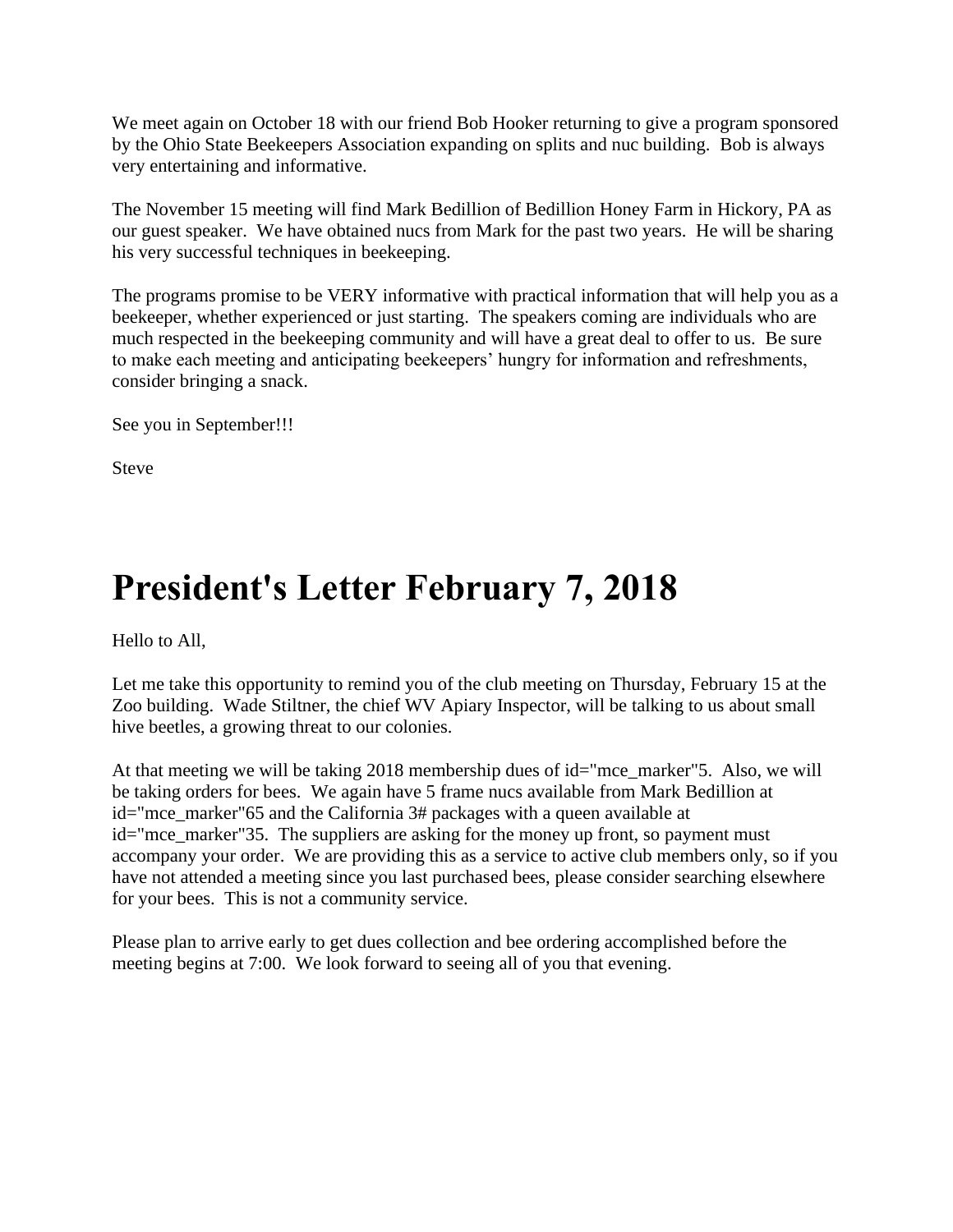We meet again on October 18 with our friend Bob Hooker returning to give a program sponsored by the Ohio State Beekeepers Association expanding on splits and nuc building.  Bob is always very entertaining and informative.

The November 15 meeting will find Mark Bedillion of Bedillion Honey Farm in Hickory, PA as our guest speaker.  We have obtained nucs from Mark for the past two years.  He will be sharing his very successful techniques in beekeeping.

The programs promise to be VERY informative with practical information that will help you as a beekeeper, whether experienced or just starting.  The speakers coming are individuals who are much respected in the beekeeping community and will have a great deal to offer to us.  Be sure to make each meeting and anticipating beekeepers' hungry for information and refreshments, consider bringing a snack.

See you in September!!!

Steve

# President's Letter February 7, 2018

Hello to All,

Let me take this opportunity to remind you of the club meeting on Thursday, February 15 at the Zoo building.  Wade Stiltner, the chief WV Apiary Inspector, will be talking to us about small hive beetles, a growing threat to our colonies.

At that meeting we will be taking 2018 membership dues of id="mce_marker"5.  Also, we will be taking orders for bees.  We again have 5 frame nucs available from Mark Bedillion at id="mce_marker"65 and the California 3# packages with a queen available at id="mce_marker"35.  The suppliers are asking for the money up front, so payment must accompany your order.  We are providing this as a service to active club members only, so if you have not attended a meeting since you last purchased bees, please consider searching elsewhere for your bees.  This is not a community service.

Please plan to arrive early to get dues collection and bee ordering accomplished before the meeting begins at 7:00.  We look forward to seeing all of you that evening.